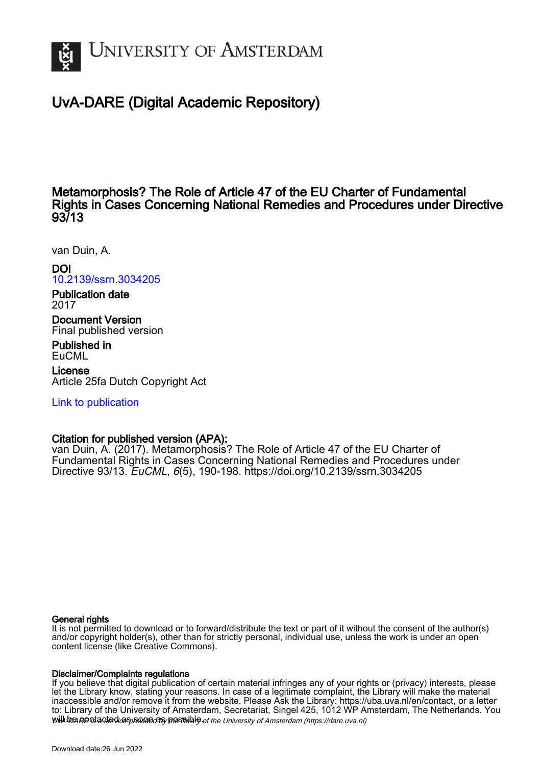UNIVERSITY OF AMSTERDAM

# UvA-DARE (Digital Academic Repository)

## Metamorphosis? The Role of Article 47 of the EU Charter of Fundamental Rights in Cases Concerning National Remedies and Procedures under Directive 93/13

van Duin, A.

**DOI**
10.2139/ssrn.3034205

**Publication date**
2017

**Document Version**
Final published version

**Published in**
EuCML

**License**
Article 25fa Dutch Copyright Act

Link to publication

**Citation for published version (APA):**
van Duin, A. (2017). Metamorphosis? The Role of Article 47 of the EU Charter of Fundamental Rights in Cases Concerning National Remedies and Procedures under Directive 93/13. *EuCML*, *6*(5), 190-198. https://doi.org/10.2139/ssrn.3034205

**General rights**
It is not permitted to download or to forward/distribute the text or part of it without the consent of the author(s) and/or copyright holder(s), other than for strictly personal, individual use, unless the work is under an open content license (like Creative Commons).

**Disclaimer/Complaints regulations**
If you believe that digital publication of certain material infringes any of your rights or (privacy) interests, please let the Library know, stating your reasons. In case of a legitimate complaint, the Library will make the material inaccessible and/or remove it from the website. Please Ask the Library: https://uba.uva.nl/en/contact, or a letter to: Library of the University of Amsterdam, Secretariat, Singel 425, 1012 WP Amsterdam, The Netherlands. You will be contacted as soon as possible.

*UvA-DARE is a service provided by the library of the University of Amsterdam (https://dare.uva.nl)*

Download date:26 Jun 2022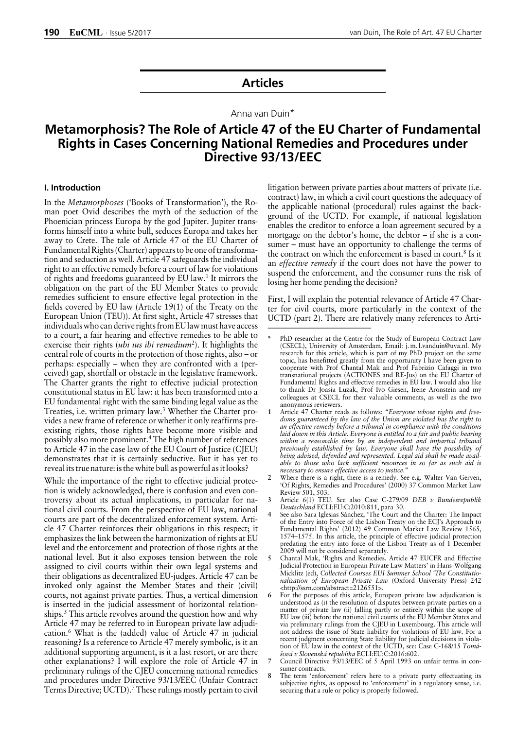## Articles

Anna van Duin*

# Metamorphosis? The Role of Article 47 of the EU Charter of Fundamental Rights in Cases Concerning National Remedies and Procedures under Directive 93/13/EEC

### I. Introduction

In the *Metamorphoses* ('Books of Transformation'), the Roman poet Ovid describes the myth of the seduction of the Phoenician princess Europa by the god Jupiter. Jupiter transforms himself into a white bull, seduces Europa and takes her away to Crete. The tale of Article 47 of the EU Charter of Fundamental Rights (Charter) appears to be one of transformation and seduction as well. Article 47 safeguards the individual right to an effective remedy before a court of law for violations of rights and freedoms guaranteed by EU law.[1] It mirrors the obligation on the part of the EU Member States to provide remedies sufficient to ensure effective legal protection in the fields covered by EU law (Article 19(1) of the Treaty on the European Union (TEU)). At first sight, Article 47 stresses that individuals who can derive rights from EU law must have access to a court, a fair hearing and effective remedies to be able to exercise their rights (*ubi ius ibi remedium*[2]). It highlights the central role of courts in the protection of those rights, also – or perhaps: especially – when they are confronted with a (perceived) gap, shortfall or obstacle in the legislative framework. The Charter grants the right to effective judicial protection constitutional status in EU law: it has been transformed into a EU fundamental right with the same binding legal value as the Treaties, i.e. written primary law.[3] Whether the Charter provides a new frame of reference or whether it only reaffirms preexisting rights, those rights have become more visible and possibly also more prominent.[4] The high number of references to Article 47 in the case law of the EU Court of Justice (CJEU) demonstrates that it is certainly seductive. But it has yet to reveal its true nature: is the white bull as powerful as it looks?

While the importance of the right to effective judicial protection is widely acknowledged, there is confusion and even controversy about its actual implications, in particular for national civil courts. From the perspective of EU law, national courts are part of the decentralized enforcement system. Article 47 Charter reinforces their obligations in this respect; it emphasizes the link between the harmonization of rights at EU level and the enforcement and protection of those rights at the national level. But it also exposes tension between the role assigned to civil courts within their own legal systems and their obligations as decentralized EU-judges. Article 47 can be invoked only against the Member States and their (civil) courts, not against private parties. Thus, a vertical dimension is inserted in the judicial assessment of horizontal relationships.[5] This article revolves around the question how and why Article 47 may be referred to in European private law adjudication.[6] What is the (added) value of Article 47 in judicial reasoning? Is a reference to Article 47 merely symbolic, is it an additional supporting argument, is it a last resort, or are there other explanations? I will explore the role of Article 47 in preliminary rulings of the CJEU concerning national remedies and procedures under Directive 93/13/EEC (Unfair Contract Terms Directive; UCTD).[7] These rulings mostly pertain to civil litigation between private parties about matters of private (i.e. contract) law, in which a civil court questions the adequacy of the applicable national (procedural) rules against the background of the UCTD. For example, if national legislation enables the creditor to enforce a loan agreement secured by a mortgage on the debtor's home, the debtor – if she is a consumer – must have an opportunity to challenge the terms of the contract on which the enforcement is based in court.[8] Is it an *effective remedy* if the court does not have the power to suspend the enforcement, and the consumer runs the risk of losing her home pending the decision?

First, I will explain the potential relevance of Article 47 Charter for civil courts, more particularly in the context of the UCTD (part 2). There are relatively many references to Arti-

---

\* PhD researcher at the Centre for the Study of European Contract Law (CSECL), University of Amsterdam, Email: j.m.l.vanduin@uva.nl. My research for this article, which is part of my PhD project on the same topic, has benefitted greatly from the opportunity I have been given to cooperate with Prof Chantal Mak and Prof Fabrizio Cafaggi in two transnational projects (ACTIONES and RE-Jus) on the EU Charter of Fundamental Rights and effective remedies in EU law. I would also like to thank Dr Joasia Luzak, Prof Ivo Giesen, Irene Aronstein and my colleagues at CSECL for their valuable comments, as well as the two anonymous reviewers.

1 Article 47 Charter reads as follows: "*Everyone whose rights and freedoms guaranteed by the law of the Union are violated has the right to an effective remedy before a tribunal in compliance with the conditions laid down in this Article. Everyone is entitled to a fair and public hearing within a reasonable time by an independent and impartial tribunal previously established by law. Everyone shall have the possibility of being advised, defended and represented. Legal aid shall be made available to those who lack sufficient resources in so far as such aid is necessary to ensure effective access to justice.*"

2 Where there is a right, there is a remedy. See e.g. Walter Van Gerven, 'Of Rights, Remedies and Procedures' (2000) 37 Common Market Law Review 501, 503.

3 Article 6(1) TEU. See also Case C-279/09 *DEB v Bundesrepublik Deutschland* ECLI:EU:C:2010:811, para 30.

4 See also Sara Iglesias Sánchez, 'The Court and the Charter: The Impact of the Entry into Force of the Lisbon Treaty on the ECJ's Approach to Fundamental Rights' (2012) 49 Common Market Law Review 1565, 1574–1575. In this article, the principle of effective judicial protection predating the entry into force of the Lisbon Treaty as of 1 December 2009 will not be considered separately.

5 Chantal Mak, 'Rights and Remedies. Article 47 EUCFR and Effective Judicial Protection in European Private Law Matters' in Hans-Wolfgang Micklitz (ed), *Collected Courses EUI Summer School 'The Constitutionalization of European Private Law* (Oxford University Press) 242 <http://ssrn.com/abstract=2126551>.

6 For the purposes of this article, European private law adjudication is understood as (i) the resolution of disputes between private parties on a matter of private law (ii) falling partly or entirely within the scope of EU law (iii) before the national civil courts of the EU Member States and via preliminary rulings from the CJEU in Luxembourg. This article will not address the issue of State liability for violations of EU law. For a recent judgment concerning State liability for judicial decisions in violation of EU law in the context of the UCTD, see: Case C-168/15 *Tomášová v Slovenská republika* ECLI:EU:C:2016:602.

7 Council Directive 93/13/EEC of 5 April 1993 on unfair terms in consumer contracts.

8 The term 'enforcement' refers here to a private party effectuating its subjective rights, as opposed to 'enforcement' in a regulatory sense, i.e. securing that a rule or policy is properly followed.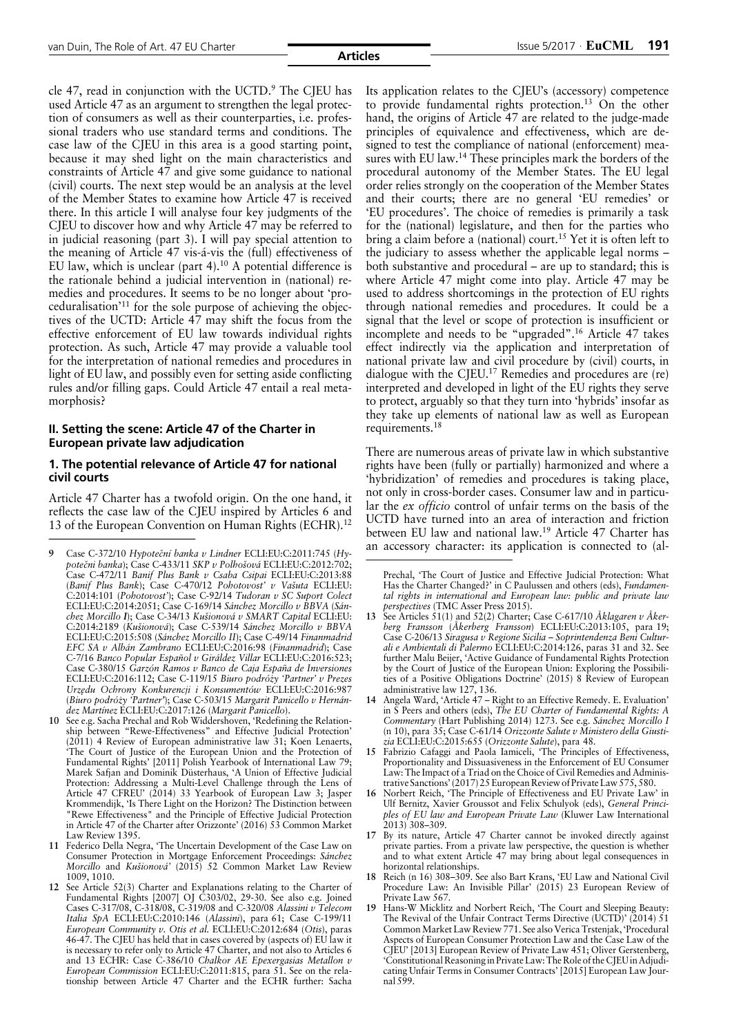cle 47, read in conjunction with the UCTD.[9] The CJEU has used Article 47 as an argument to strengthen the legal protection of consumers as well as their counterparties, i.e. professional traders who use standard terms and conditions. The case law of the CJEU in this area is a good starting point, because it may shed light on the main characteristics and constraints of Article 47 and give some guidance to national (civil) courts. The next step would be an analysis at the level of the Member States to examine how Article 47 is received there. In this article I will analyse four key judgments of the CJEU to discover how and why Article 47 may be referred to in judicial reasoning (part 3). I will pay special attention to the meaning of Article 47 vis-á-vis the (full) effectiveness of EU law, which is unclear (part 4).[10] A potential difference is the rationale behind a judicial intervention in (national) remedies and procedures. It seems to be no longer about 'proceduralisation'[11] for the sole purpose of achieving the objectives of the UCTD: Article 47 may shift the focus from the effective enforcement of EU law towards individual rights protection. As such, Article 47 may provide a valuable tool for the interpretation of national remedies and procedures in light of EU law, and possibly even for setting aside conflicting rules and/or filling gaps. Could Article 47 entail a real metamorphosis?

## II. Setting the scene: Article 47 of the Charter in European private law adjudication

### 1. The potential relevance of Article 47 for national civil courts

Article 47 Charter has a twofold origin. On the one hand, it reflects the case law of the CJEU inspired by Articles 6 and 13 of the European Convention on Human Rights (ECHR).[12] Its application relates to the CJEU's (accessory) competence to provide fundamental rights protection.[13] On the other hand, the origins of Article 47 are related to the judge-made principles of equivalence and effectiveness, which are designed to test the compliance of national (enforcement) measures with EU law.[14] These principles mark the borders of the procedural autonomy of the Member States. The EU legal order relies strongly on the cooperation of the Member States and their courts; there are no general 'EU remedies' or 'EU procedures'. The choice of remedies is primarily a task for the (national) legislature, and then for the parties who bring a claim before a (national) court.[15] Yet it is often left to the judiciary to assess whether the applicable legal norms – both substantive and procedural – are up to standard; this is where Article 47 might come into play. Article 47 may be used to address shortcomings in the protection of EU rights through national remedies and procedures. It could be a signal that the level or scope of protection is insufficient or incomplete and needs to be "upgraded".[16] Article 47 takes effect indirectly via the application and interpretation of national private law and civil procedure by (civil) courts, in dialogue with the CJEU.[17] Remedies and procedures are (re) interpreted and developed in light of the EU rights they serve to protect, arguably so that they turn into 'hybrids' insofar as they take up elements of national law as well as European requirements.[18]

There are numerous areas of private law in which substantive rights have been (fully or partially) harmonized and where a 'hybridization' of remedies and procedures is taking place, not only in cross-border cases. Consumer law and in particular the *ex officio* control of unfair terms on the basis of the UCTD have turned into an area of interaction and friction between EU law and national law.[19] Article 47 Charter has an accessory character: its application is connected to (al-

---

9 Case C-372/10 *Hypoteční banka v Lindner* ECLI:EU:C:2011:745 (*Hypoteční banka*); Case C-433/11 *SKP v Polhošová* ECLI:EU:C:2012:702; Case C-472/11 *Banif Plus Bank v Csaba Csipai* ECLI:EU:C:2013:88 (*Banif Plus Bank*); Case C-470/12 *Pohotovost' v Vašuta* ECLI:EU:C:2014:101 (*Pohotovost'*); Case C-92/14 *Tudoran v SC Suport Colect* ECLI:EU:C:2014:2051; Case C-169/14 *Sánchez Morcillo v BBVA* (*Sánchez Morcillo I*); Case C-34/13 *Kušionová v SMART Capital* ECLI:EU:C:2014:2189 (*Kušionová*); Case C-539/14 *Sánchez Morcillo v BBVA* ECLI:EU:C:2015:508 (*Sánchez Morcillo II*); Case C-49/14 *Finanmadrid EFC SA v Albán Zambrano* ECLI:EU:C:2016:98 (*Finanmadrid*); Case C-7/16 *Banco Popular Español v Giráldez Villar* ECLI:EU:C:2016:523; Case C-380/15 *Garzón Ramos v Banco de Caja España de Inversiones* ECLI:EU:C:2016:112; Case C-119/15 *Biuro podróży 'Partner' v Prezes Urzędu Ochrony Konkurencji i Konsumentów* ECLI:EU:C:2016:987 (*Biuro podróży 'Partner'*); Case C-503/15 *Margarit Panicello v Hernández Martínez* ECLI:EU:C:2017:126 (*Margarit Panicello*).

10 See e.g. Sacha Prechal and Rob Widdershoven, 'Redefining the Relationship between "Rewe-Effectiveness" and Effective Judicial Protection' (2011) 4 Review of European administrative law 31; Koen Lenaerts, 'The Court of Justice of the European Union and the Protection of Fundamental Rights' [2011] Polish Yearbook of International Law 79; Marek Safjan and Dominik Düsterhaus, 'A Union of Effective Judicial Protection: Addressing a Multi-Level Challenge through the Lens of Article 47 CFREU' (2014) 33 Yearbook of European Law 3; Jasper Krommendijk, 'Is There Light on the Horizon? The Distinction between "Rewe Effectiveness" and the Principle of Effective Judicial Protection in Article 47 of the Charter after Orizzonte' (2016) 53 Common Market Law Review 1395.

11 Federico Della Negra, 'The Uncertain Development of the Case Law on Consumer Protection in Mortgage Enforcement Proceedings: *Sánchez Morcillo* and *Kušionová*' (2015) 52 Common Market Law Review 1009, 1010.

12 See Article 52(3) Charter and Explanations relating to the Charter of Fundamental Rights [2007] OJ C303/02, 29-30. See also e.g. Joined Cases C-317/08, C-318/08, C-319/08 and C-320/08 *Alassini v Telecom Italia SpA* ECLI:EU:C:2010:146 (*Alassini*), para 61; Case C-199/11 *European Community v. Otis et al.* ECLI:EU:C:2012:684 (*Otis*), paras 46-47. The CJEU has held that in cases covered by (aspects of) EU law it is necessary to refer only to Article 47 Charter, and not also to Articles 6 and 13 ECHR: Case C-386/10 *Chalkor AE Epexergasias Metallon v European Commission* ECLI:EU:C:2011:815, para 51. See on the relationship between Article 47 Charter and the ECHR further: Sacha Prechal, 'The Court of Justice and Effective Judicial Protection: What Has the Charter Changed?' in C Paulussen and others (eds), *Fundamental rights in international and European law: public and private law perspectives* (TMC Asser Press 2015).

13 See Articles 51(1) and 52(2) Charter; Case C-617/10 *Åklagaren v Åkerberg Fransson* (*Åkerberg Fransson*) ECLI:EU:C:2013:105, para 19; Case C-206/13 *Siragusa v Regione Sicilia – Soprintendenza Beni Culturali e Ambientali di Palermo* ECLI:EU:C:2014:126, paras 31 and 32. See further Malu Beijer, 'Active Guidance of Fundamental Rights Protection by the Court of Justice of the European Union: Exploring the Possibilities of a Positive Obligations Doctrine' (2015) 8 Review of European administrative law 127, 136.

14 Angela Ward, 'Article 47 – Right to an Effective Remedy. E. Evaluation' in S Peers and others (eds), *The EU Charter of Fundamental Rights: A Commentary* (Hart Publishing 2014) 1273. See e.g. *Sánchez Morcillo I* (n 10), para 35; Case C-61/14 *Orizzonte Salute v Ministero della Giustizia* ECLI:EU:C:2015:655 (*Orizzonte Salute*), para 48.

15 Fabrizio Cafaggi and Paola Iamiceli, 'The Principles of Effectiveness, Proportionality and Dissuasiveness in the Enforcement of EU Consumer Law: The Impact of a Triad on the Choice of Civil Remedies and Administrative Sanctions' (2017) 25 European Review of Private Law 575, 580.

16 Norbert Reich, 'The Principle of Effectiveness and EU Private Law' in Ulf Bernitz, Xavier Groussot and Felix Schulyok (eds), *General Principles of EU law and European Private Law* (Kluwer Law International 2013) 308–309.

17 By its nature, Article 47 Charter cannot be invoked directly against private parties. From a private law perspective, the question is whether and to what extent Article 47 may bring about legal consequences in horizontal relationships.

18 Reich (n 16) 308–309. See also Bart Krans, 'EU Law and National Civil Procedure Law: An Invisible Pillar' (2015) 23 European Review of Private Law 567.

19 Hans-W Micklitz and Norbert Reich, 'The Court and Sleeping Beauty: The Revival of the Unfair Contract Terms Directive (UCTD)' (2014) 51 Common Market Law Review 771. See also Verica Trstenjak, 'Procedural Aspects of European Consumer Protection Law and the Case Law of the CJEU' [2013] European Review of Private Law 451; Oliver Gerstenberg, 'Constitutional Reasoning in Private Law: The Role of the CJEU in Adjudicating Unfair Terms in Consumer Contracts' [2015] European Law Journal 599.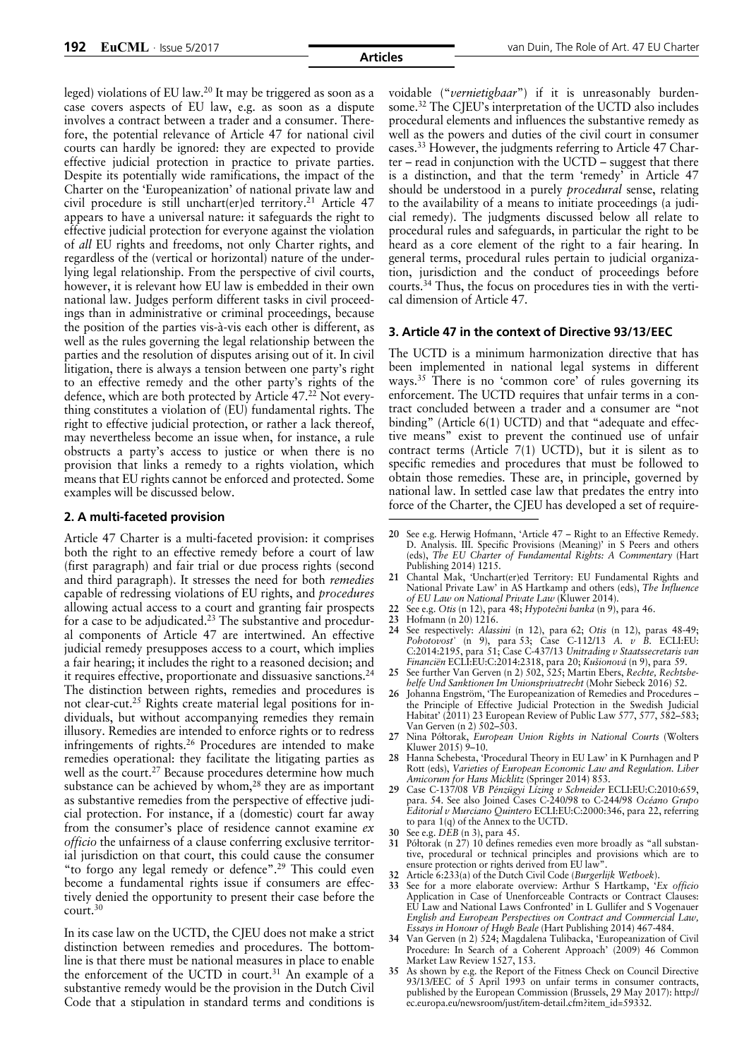leged) violations of EU law.[20] It may be triggered as soon as a case covers aspects of EU law, e.g. as soon as a dispute involves a contract between a trader and a consumer. Therefore, the potential relevance of Article 47 for national civil courts can hardly be ignored: they are expected to provide effective judicial protection in practice to private parties. Despite its potentially wide ramifications, the impact of the Charter on the 'Europeanization' of national private law and civil procedure is still unchart(er)ed territory.[21] Article 47 appears to have a universal nature: it safeguards the right to effective judicial protection for everyone against the violation of *all* EU rights and freedoms, not only Charter rights, and regardless of the (vertical or horizontal) nature of the underlying legal relationship. From the perspective of civil courts, however, it is relevant how EU law is embedded in their own national law. Judges perform different tasks in civil proceedings than in administrative or criminal proceedings, because the position of the parties vis-à-vis each other is different, as well as the rules governing the legal relationship between the parties and the resolution of disputes arising out of it. In civil litigation, there is always a tension between one party's right to an effective remedy and the other party's rights of the defence, which are both protected by Article 47.[22] Not everything constitutes a violation of (EU) fundamental rights. The right to effective judicial protection, or rather a lack thereof, may nevertheless become an issue when, for instance, a rule obstructs a party's access to justice or when there is no provision that links a remedy to a rights violation, which means that EU rights cannot be enforced and protected. Some examples will be discussed below.

## 2. A multi-faceted provision

Article 47 Charter is a multi-faceted provision: it comprises both the right to an effective remedy before a court of law (first paragraph) and fair trial or due process rights (second and third paragraph). It stresses the need for both *remedies* capable of redressing violations of EU rights, and *procedures* allowing actual access to a court and granting fair prospects for a case to be adjudicated.[23] The substantive and procedural components of Article 47 are intertwined. An effective judicial remedy presupposes access to a court, which implies a fair hearing; it includes the right to a reasoned decision; and it requires effective, proportionate and dissuasive sanctions.[24] The distinction between rights, remedies and procedures is not clear-cut.[25] Rights create material legal positions for individuals, but without accompanying remedies they remain illusory. Remedies are intended to enforce rights or to redress infringements of rights.[26] Procedures are intended to make remedies operational: they facilitate the litigating parties as well as the court.[27] Because procedures determine how much substance can be achieved by whom,[28] they are as important as substantive remedies from the perspective of effective judicial protection. For instance, if a (domestic) court far away from the consumer's place of residence cannot examine *ex officio* the unfairness of a clause conferring exclusive territorial jurisdiction on that court, this could cause the consumer "to forgo any legal remedy or defence".[29] This could even become a fundamental rights issue if consumers are effectively denied the opportunity to present their case before the court.[30]

In its case law on the UCTD, the CJEU does not make a strict distinction between remedies and procedures. The bottomline is that there must be national measures in place to enable the enforcement of the UCTD in court.[31] An example of a substantive remedy would be the provision in the Dutch Civil Code that a stipulation in standard terms and conditions is voidable ("*vernietigbaar*") if it is unreasonably burdensome.[32] The CJEU's interpretation of the UCTD also includes procedural elements and influences the substantive remedy as well as the powers and duties of the civil court in consumer cases.[33] However, the judgments referring to Article 47 Charter – read in conjunction with the UCTD – suggest that there is a distinction, and that the term 'remedy' in Article 47 should be understood in a purely *procedural* sense, relating to the availability of a means to initiate proceedings (a judicial remedy). The judgments discussed below all relate to procedural rules and safeguards, in particular the right to be heard as a core element of the right to a fair hearing. In general terms, procedural rules pertain to judicial organization, jurisdiction and the conduct of proceedings before courts.[34] Thus, the focus on procedures ties in with the vertical dimension of Article 47.

## 3. Article 47 in the context of Directive 93/13/EEC

The UCTD is a minimum harmonization directive that has been implemented in national legal systems in different ways.[35] There is no 'common core' of rules governing its enforcement. The UCTD requires that unfair terms in a contract concluded between a trader and a consumer are "not binding" (Article 6(1) UCTD) and that "adequate and effective means" exist to prevent the continued use of unfair contract terms (Article 7(1) UCTD), but it is silent as to specific remedies and procedures that must be followed to obtain those remedies. These are, in principle, governed by national law. In settled case law that predates the entry into force of the Charter, the CJEU has developed a set of require-

---

20 See e.g. Herwig Hofmann, 'Article 47 – Right to an Effective Remedy. D. Analysis. III. Specific Provisions (Meaning)' in S Peers and others (eds), *The EU Charter of Fundamental Rights: A Commentary* (Hart Publishing 2014) 1215.

21 Chantal Mak, 'Unchart(er)ed Territory: EU Fundamental Rights and National Private Law' in AS Hartkamp and others (eds), *The Influence of EU Law on National Private Law* (Kluwer 2014).

22 See e.g. *Otis* (n 12), para 48; *Hypoteční banka* (n 9), para 46.

23 Hofmann (n 20) 1216.

24 See respectively: *Alassini* (n 12), para 62; *Otis* (n 12), paras 48-49; *Pohotovosť* (n 9), para 53; Case C-112/13 *A. v B.* ECLI:EU:C:2014:2195, para 51; Case C-437/13 *Unitrading v Staatssecretaris van Financiën* ECLI:EU:C:2014:2318, para 20; *Kušionová* (n 9), para 59.

25 See further Van Gerven (n 2) 502, 525; Martin Ebers, *Rechte, Rechtsbehelfe Und Sanktionen Im Unionsprivatrecht* (Mohr Siebeck 2016) 52.

26 Johanna Engström, 'The Europeanization of Remedies and Procedures – the Principle of Effective Judicial Protection in the Swedish Judicial Habitat' (2011) 23 European Review of Public Law 577, 577, 582–583; Van Gerven (n 2) 502–503.

27 Nina Półtorak, *European Union Rights in National Courts* (Wolters Kluwer 2015) 9–10.

28 Hanna Schebesta, 'Procedural Theory in EU Law' in K Purnhagen and P Rott (eds), *Varieties of European Economic Law and Regulation. Liber Amicorum for Hans Micklitz* (Springer 2014) 853.

29 Case C-137/08 *VB Pénzügyi Lízing v Schneider* ECLI:EU:C:2010:659, para. 54. See also Joined Cases C-240/98 to C-244/98 *Océano Grupo Editorial v Murciano Quintero* ECLI:EU:C:2000:346, para 22, referring to para 1(q) of the Annex to the UCTD.

30 See e.g. *DEB* (n 3), para 45.

31 Półtorak (n 27) 10 defines remedies even more broadly as "all substantive, procedural or technical principles and provisions which are to ensure protection or rights derived from EU law".

32 Article 6:233(a) of the Dutch Civil Code (*Burgerlijk Wetboek*).

33 See for a more elaborate overview: Arthur S Hartkamp, '*Ex officio* Application in Case of Unenforceable Contracts or Contract Clauses: EU Law and National Laws Confronted' in L Gullifer and S Vogenauer *English and European Perspectives on Contract and Commercial Law, Essays in Honour of Hugh Beale* (Hart Publishing 2014) 467-484.

34 Van Gerven (n 2) 524; Magdalena Tulibacka, 'Europeanization of Civil Procedure: In Search of a Coherent Approach' (2009) 46 Common Market Law Review 1527, 153.

35 As shown by e.g. the Report of the Fitness Check on Council Directive 93/13/EEC of 5 April 1993 on unfair terms in consumer contracts, published by the European Commission (Brussels, 29 May 2017): http://ec.europa.eu/newsroom/just/item-detail.cfm?item_id=59332.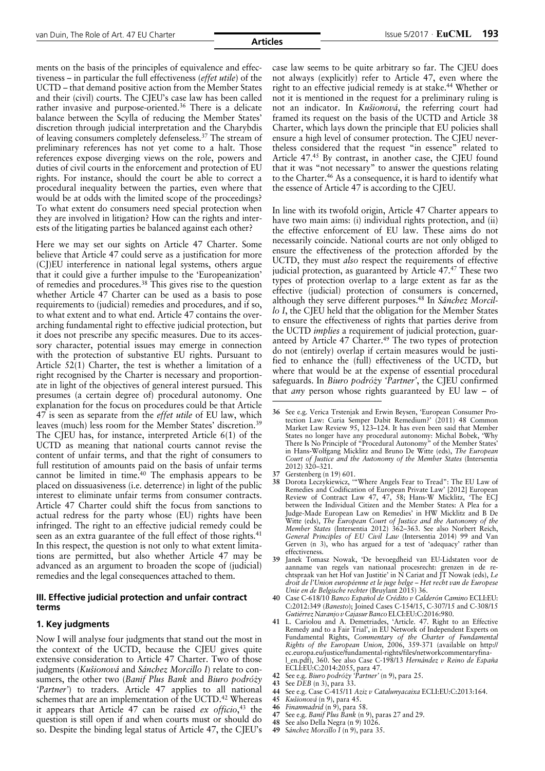ments on the basis of the principles of equivalence and effectiveness – in particular the full effectiveness (*effet utile*) of the UCTD – that demand positive action from the Member States and their (civil) courts. The CJEU's case law has been called rather invasive and purpose-oriented.[36] There is a delicate balance between the Scylla of reducing the Member States' discretion through judicial interpretation and the Charybdis of leaving consumers completely defenseless.[37] The stream of preliminary references has not yet come to a halt. Those references expose diverging views on the role, powers and duties of civil courts in the enforcement and protection of EU rights. For instance, should the court be able to correct a procedural inequality between the parties, even where that would be at odds with the limited scope of the proceedings? To what extent do consumers need special protection when they are involved in litigation? How can the rights and interests of the litigating parties be balanced against each other?

Here we may set our sights on Article 47 Charter. Some believe that Article 47 could serve as a justification for more (CJ)EU interference in national legal systems, others argue that it could give a further impulse to the 'Europeanization' of remedies and procedures.[38] This gives rise to the question whether Article 47 Charter can be used as a basis to pose requirements to (judicial) remedies and procedures, and if so, to what extent and to what end. Article 47 contains the overarching fundamental right to effective judicial protection, but it does not prescribe any specific measures. Due to its accessory character, potential issues may emerge in connection with the protection of substantive EU rights. Pursuant to Article 52(1) Charter, the test is whether a limitation of a right recognised by the Charter is necessary and proportionate in light of the objectives of general interest pursued. This presumes (a certain degree of) procedural autonomy. One explanation for the focus on procedures could be that Article 47 is seen as separate from the *effet utile* of EU law, which leaves (much) less room for the Member States' discretion.[39] The CJEU has, for instance, interpreted Article 6(1) of the UCTD as meaning that national courts cannot revise the content of unfair terms, and that the right of consumers to full restitution of amounts paid on the basis of unfair terms cannot be limited in time.[40] The emphasis appears to be placed on dissuasiveness (i.e. deterrence) in light of the public interest to eliminate unfair terms from consumer contracts. Article 47 Charter could shift the focus from sanctions to actual redress for the party whose (EU) rights have been infringed. The right to an effective judicial remedy could be seen as an extra guarantee of the full effect of those rights.[41] In this respect, the question is not only to what extent limitations are permitted, but also whether Article 47 may be advanced as an argument to broaden the scope of (judicial) remedies and the legal consequences attached to them.

## III. Effective judicial protection and unfair contract terms

### 1. Key judgments

Now I will analyse four judgments that stand out the most in the context of the UCTD, because the CJEU gives quite extensive consideration to Article 47 Charter. Two of those judgments (*Kušionová* and *Sánchez Morcillo I*) relate to consumers, the other two (*Banif Plus Bank* and *Biuro podróży 'Partner'*) to traders. Article 47 applies to all national schemes that are an implementation of the UCTD.[42] Whereas it appears that Article 47 can be raised *ex officio*,[43] the question is still open if and when courts must or should do so. Despite the binding legal status of Article 47, the CJEU's case law seems to be quite arbitrary so far. The CJEU does not always (explicitly) refer to Article 47, even where the right to an effective judicial remedy is at stake.[44] Whether or not it is mentioned in the request for a preliminary ruling is not an indicator. In *Kušionová*, the referring court had framed its request on the basis of the UCTD and Article 38 Charter, which lays down the principle that EU policies shall ensure a high level of consumer protection. The CJEU nevertheless considered that the request "in essence" related to Article 47.[45] By contrast, in another case, the CJEU found that it was "not necessary" to answer the questions relating to the Charter.[46] As a consequence, it is hard to identify what the essence of Article 47 is according to the CJEU.

In line with its twofold origin, Article 47 Charter appears to have two main aims: (i) individual rights protection, and (ii) the effective enforcement of EU law. These aims do not necessarily coincide. National courts are not only obliged to ensure the effectiveness of the protection afforded by the UCTD, they must *also* respect the requirements of effective judicial protection, as guaranteed by Article 47.[47] These two types of protection overlap to a large extent as far as the effective (judicial) protection of consumers is concerned, although they serve different purposes.[48] In *Sánchez Morcillo I*, the CJEU held that the obligation for the Member States to ensure the effectiveness of rights that parties derive from the UCTD *implies* a requirement of judicial protection, guaranteed by Article 47 Charter.[49] The two types of protection do not (entirely) overlap if certain measures would be justified to enhance the (full) effectiveness of the UCTD, but where that would be at the expense of essential procedural safeguards. In *Biuro podróży 'Partner'*, the CJEU confirmed that *any* person whose rights guaranteed by EU law – of

---

36 See e.g. Verica Trstenjak and Erwin Beysen, 'European Consumer Protection Law: Curia Semper Dabit Remedium?' (2011) 48 Common Market Law Review 95, 123–124. It has even been said that Member States no longer have any procedural autonomy: Michal Bobek, 'Why There Is No Principle of "Procedural Autonomy" of the Member States' in Hans-Wolfgang Micklitz and Bruno De Witte (eds), *The European Court of Justice and the Autonomy of the Member States* (Intersentia 2012) 320–321.

37 Gerstenberg (n 19) 601.

38 Dorota Leczykiewicz, '"Where Angels Fear to Tread": The EU Law of Remedies and Codification of European Private Law' [2012] European Review of Contract Law 47, 47, 58; Hans-W Micklitz, 'The ECJ between the Individual Citizen and the Member States: A Plea for a Judge-Made European Law on Remedies' in HW Micklitz and B De Witte (eds), *The European Court of Justice and the Autonomy of the Member States* (Intersentia 2012) 362–363. See also Norbert Reich, *General Principles of EU Civil Law* (Intersentia 2014) 99 and Van Gerven (n 3), who has argued for a test of 'adequacy' rather than effectiveness.

39 Janek Tomasz Nowak, 'De bevoegdheid van EU-Lidstaten voor de aanname van regels van nationaal procesrecht: grenzen in de rechtspraak van het Hof van Justitie' in N Cariat and JT Nowak (eds), *Le droit de l'Union européenne et le juge belge – Het recht van de Europese Unie en de Belgische rechter* (Bruylant 2015) 36.

40 Case C-618/10 *Banco Español de Crédito v Calderón Camino* ECLI:EU:C:2012:349 (*Banesto*); Joined Cases C-154/15, C-307/15 and C-308/15 *Gutiérrez Naranjo v Cajasur Banco* ELCI:EU:C:2016:980.

41 L. Cariolou and A. Demetriades, 'Article. 47. Right to an Effective Remedy and to a Fair Trial', in EU Network of Independent Experts on Fundamental Rights, *Commentary of the Charter of Fundamental Rights of the European Union*, 2006, 359-371 (available on http://ec.europa.eu/justice/fundamental-rights/files/networkcommentaryfinal_en.pdf), 360. See also Case C-198/13 *Hernández v Reino de España* ECLI:EU:C:2014:2055, para 47.

42 See e.g. *Biuro podróży 'Partner'* (n 9), para 25.

43 See *DEB* (n 3), para 33.

44 See e.g. Case C-415/11 *Aziz v Catalunyacaixa* ECLI:EU:C:2013:164.

45 *Kušionová* (n 9), para 45.

46 *Finanmadrid* (n 9), para 58.

47 See e.g. *Banif Plus Bank* (n 9), paras 27 and 29.

48 See also Della Negra (n 9) 1026.

49 *Sánchez Morcillo I* (n 9), para 35.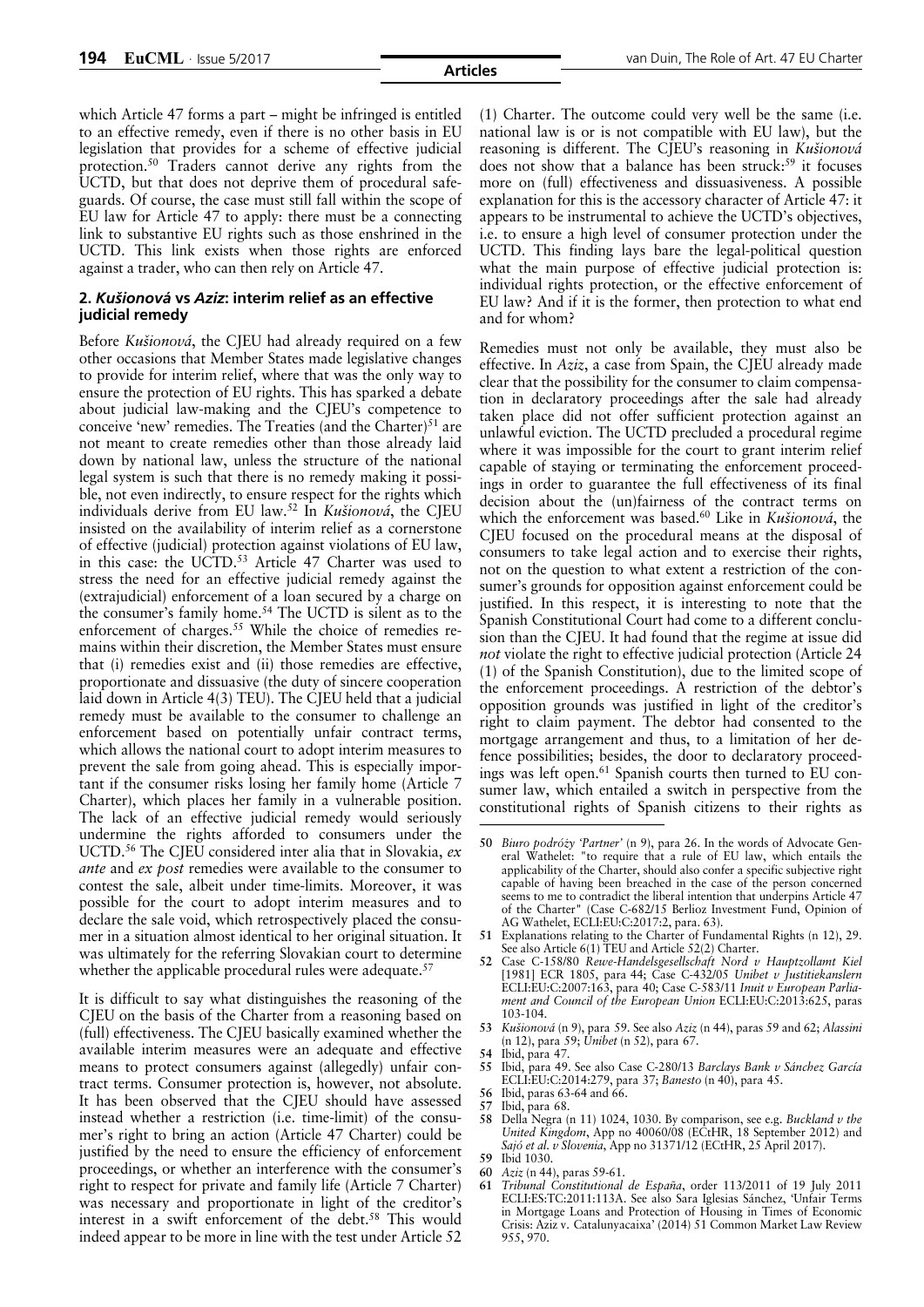which Article 47 forms a part – might be infringed is entitled to an effective remedy, even if there is no other basis in EU legislation that provides for a scheme of effective judicial protection.[50] Traders cannot derive any rights from the UCTD, but that does not deprive them of procedural safeguards. Of course, the case must still fall within the scope of EU law for Article 47 to apply: there must be a connecting link to substantive EU rights such as those enshrined in the UCTD. This link exists when those rights are enforced against a trader, who can then rely on Article 47.

### 2. *Kušionová* vs *Aziz*: interim relief as an effective judicial remedy

Before *Kušionová*, the CJEU had already required on a few other occasions that Member States made legislative changes to provide for interim relief, where that was the only way to ensure the protection of EU rights. This has sparked a debate about judicial law-making and the CJEU's competence to conceive 'new' remedies. The Treaties (and the Charter)[51] are not meant to create remedies other than those already laid down by national law, unless the structure of the national legal system is such that there is no remedy making it possible, not even indirectly, to ensure respect for the rights which individuals derive from EU law.[52] In *Kušionová*, the CJEU insisted on the availability of interim relief as a cornerstone of effective (judicial) protection against violations of EU law, in this case: the UCTD.[53] Article 47 Charter was used to stress the need for an effective judicial remedy against the (extrajudicial) enforcement of a loan secured by a charge on the consumer's family home.[54] The UCTD is silent as to the enforcement of charges.[55] While the choice of remedies remains within their discretion, the Member States must ensure that (i) remedies exist and (ii) those remedies are effective, proportionate and dissuasive (the duty of sincere cooperation laid down in Article 4(3) TEU). The CJEU held that a judicial remedy must be available to the consumer to challenge an enforcement based on potentially unfair contract terms, which allows the national court to adopt interim measures to prevent the sale from going ahead. This is especially important if the consumer risks losing her family home (Article 7 Charter), which places her family in a vulnerable position. The lack of an effective judicial remedy would seriously undermine the rights afforded to consumers under the UCTD.[56] The CJEU considered inter alia that in Slovakia, *ex ante* and *ex post* remedies were available to the consumer to contest the sale, albeit under time-limits. Moreover, it was possible for the court to adopt interim measures and to declare the sale void, which retrospectively placed the consumer in a situation almost identical to her original situation. It was ultimately for the referring Slovakian court to determine whether the applicable procedural rules were adequate.[57]

It is difficult to say what distinguishes the reasoning of the CJEU on the basis of the Charter from a reasoning based on (full) effectiveness. The CJEU basically examined whether the available interim measures were an adequate and effective means to protect consumers against (allegedly) unfair contract terms. Consumer protection is, however, not absolute. It has been observed that the CJEU should have assessed instead whether a restriction (i.e. time-limit) of the consumer's right to bring an action (Article 47 Charter) could be justified by the need to ensure the efficiency of enforcement proceedings, or whether an interference with the consumer's right to respect for private and family life (Article 7 Charter) was necessary and proportionate in light of the creditor's interest in a swift enforcement of the debt.[58] This would indeed appear to be more in line with the test under Article 52 (1) Charter. The outcome could very well be the same (i.e. national law is or is not compatible with EU law), but the reasoning is different. The CJEU's reasoning in *Kušionová* does not show that a balance has been struck:[59] it focuses more on (full) effectiveness and dissuasiveness. A possible explanation for this is the accessory character of Article 47: it appears to be instrumental to achieve the UCTD's objectives, i.e. to ensure a high level of consumer protection under the UCTD. This finding lays bare the legal-political question what the main purpose of effective judicial protection is: individual rights protection, or the effective enforcement of EU law? And if it is the former, then protection to what end and for whom?

Remedies must not only be available, they must also be effective. In *Aziz*, a case from Spain, the CJEU already made clear that the possibility for the consumer to claim compensation in declaratory proceedings after the sale had already taken place did not offer sufficient protection against an unlawful eviction. The UCTD precluded a procedural regime where it was impossible for the court to grant interim relief capable of staying or terminating the enforcement proceedings in order to guarantee the full effectiveness of its final decision about the (un)fairness of the contract terms on which the enforcement was based.[60] Like in *Kušionová*, the CJEU focused on the procedural means at the disposal of consumers to take legal action and to exercise their rights, not on the question to what extent a restriction of the consumer's grounds for opposition against enforcement could be justified. In this respect, it is interesting to note that the Spanish Constitutional Court had come to a different conclusion than the CJEU. It had found that the regime at issue did *not* violate the right to effective judicial protection (Article 24 (1) of the Spanish Constitution), due to the limited scope of the enforcement proceedings. A restriction of the debtor's opposition grounds was justified in light of the creditor's right to claim payment. The debtor had consented to the mortgage arrangement and thus, to a limitation of her defence possibilities; besides, the door to declaratory proceedings was left open.[61] Spanish courts then turned to EU consumer law, which entailed a switch in perspective from the constitutional rights of Spanish citizens to their rights as

---

50 *Biuro podróży 'Partner'* (n 9), para 26. In the words of Advocate General Wathelet: "to require that a rule of EU law, which entails the applicability of the Charter, should also confer a specific subjective right capable of having been breached in the case of the person concerned seems to me to contradict the liberal intention that underpins Article 47 of the Charter" (Case C-682/15 Berlioz Investment Fund, Opinion of AG Wathelet, ECLI:EU:C:2017:2, para. 63).

51 Explanations relating to the Charter of Fundamental Rights (n 12), 29. See also Article 6(1) TEU and Article 52(2) Charter.

52 Case C-158/80 *Rewe-Handelsgesellschaft Nord v Hauptzollamt Kiel* [1981] ECR 1805, para 44; Case C-432/05 *Unibet v Justitiekanslern* ECLI:EU:C:2007:163, para 40; Case C-583/11 *Inuit v European Parliament and Council of the European Union* ECLI:EU:C:2013:625, paras 103-104.

53 *Kušionová* (n 9), para 59. See also *Aziz* (n 44), paras 59 and 62; *Alassini* (n 12), para 59; *Unibet* (n 52), para 67.

54 Ibid, para 47.

55 Ibid, para 49. See also Case C-280/13 *Barclays Bank v Sánchez García* ECLI:EU:C:2014:279, para 37; *Banesto* (n 40), para 45.

56 Ibid, paras 63-64 and 66.

57 Ibid, para 68.

58 Della Negra (n 11) 1024, 1030. By comparison, see e.g. *Buckland v the United Kingdom*, App no 40060/08 (ECtHR, 18 September 2012) and *Sajó et al. v Slovenia*, App no 31371/12 (ECtHR, 25 April 2017).

59 Ibid 1030.

60 *Aziz* (n 44), paras 59-61.

61 *Tribunal Constitutional de España*, order 113/2011 of 19 July 2011 ECLI:ES:TC:2011:113A. See also Sara Iglesias Sánchez, 'Unfair Terms in Mortgage Loans and Protection of Housing in Times of Economic Crisis: Aziz v. Catalunyacaixa' (2014) 51 Common Market Law Review 955, 970.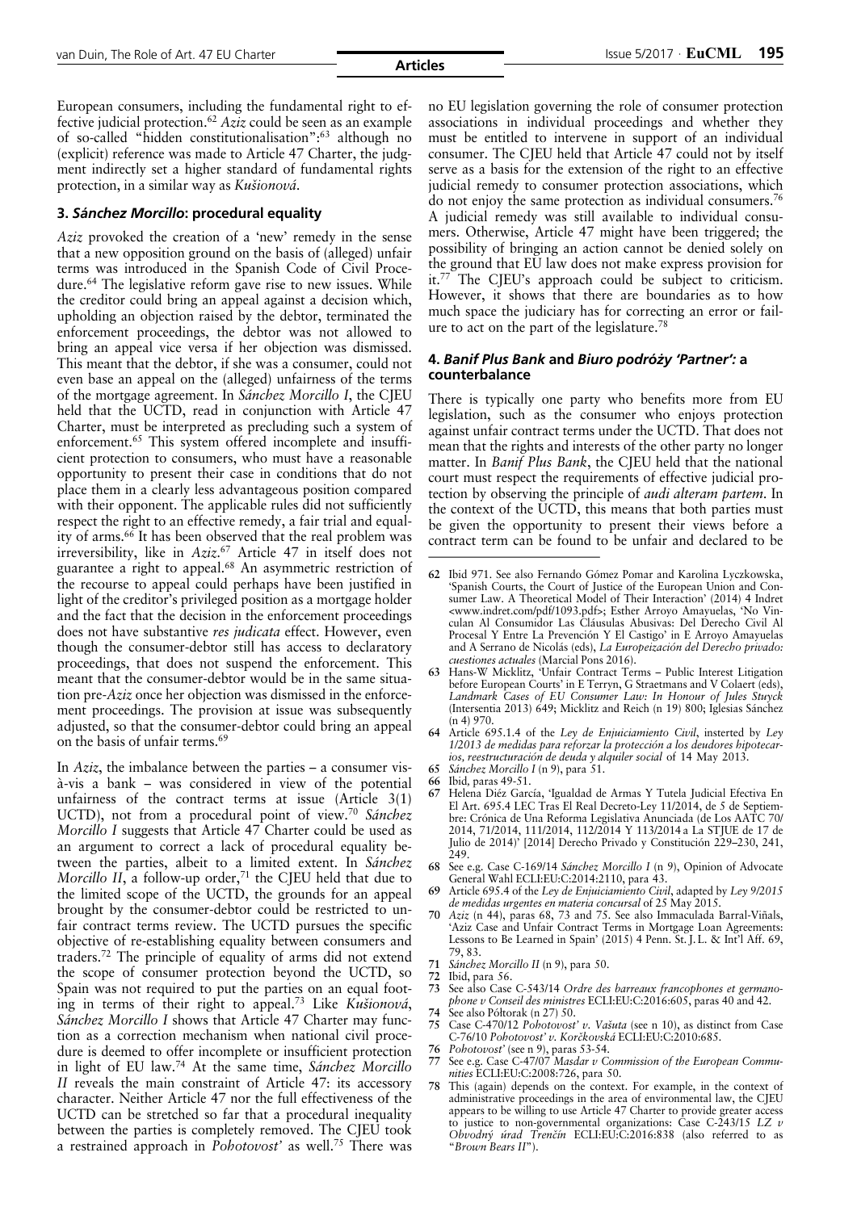European consumers, including the fundamental right to effective judicial protection.[62] *Aziz* could be seen as an example of so-called "hidden constitutionalisation":[63] although no (explicit) reference was made to Article 47 Charter, the judgment indirectly set a higher standard of fundamental rights protection, in a similar way as *Kušionová*.

### 3. *Sánchez Morcillo*: procedural equality

*Aziz* provoked the creation of a 'new' remedy in the sense that a new opposition ground on the basis of (alleged) unfair terms was introduced in the Spanish Code of Civil Procedure.[64] The legislative reform gave rise to new issues. While the creditor could bring an appeal against a decision which, upholding an objection raised by the debtor, terminated the enforcement proceedings, the debtor was not allowed to bring an appeal vice versa if her objection was dismissed. This meant that the debtor, if she was a consumer, could not even base an appeal on the (alleged) unfairness of the terms of the mortgage agreement. In *Sánchez Morcillo I*, the CJEU held that the UCTD, read in conjunction with Article 47 Charter, must be interpreted as precluding such a system of enforcement.[65] This system offered incomplete and insufficient protection to consumers, who must have a reasonable opportunity to present their case in conditions that do not place them in a clearly less advantageous position compared with their opponent. The applicable rules did not sufficiently respect the right to an effective remedy, a fair trial and equality of arms.[66] It has been observed that the real problem was irreversibility, like in *Aziz*.[67] Article 47 in itself does not guarantee a right to appeal.[68] An asymmetric restriction of the recourse to appeal could perhaps have been justified in light of the creditor's privileged position as a mortgage holder and the fact that the decision in the enforcement proceedings does not have substantive *res judicata* effect. However, even though the consumer-debtor still has access to declaratory proceedings, that does not suspend the enforcement. This meant that the consumer-debtor would be in the same situation pre-*Aziz* once her objection was dismissed in the enforcement proceedings. The provision at issue was subsequently adjusted, so that the consumer-debtor could bring an appeal on the basis of unfair terms.[69]

In *Aziz*, the imbalance between the parties – a consumer vis-à-vis a bank – was considered in view of the potential unfairness of the contract terms at issue (Article 3(1) UCTD), not from a procedural point of view.[70] *Sánchez Morcillo I* suggests that Article 47 Charter could be used as an argument to correct a lack of procedural equality between the parties, albeit to a limited extent. In *Sánchez Morcillo II*, a follow-up order,[71] the CJEU held that due to the limited scope of the UCTD, the grounds for an appeal brought by the consumer-debtor could be restricted to unfair contract terms review. The UCTD pursues the specific objective of re-establishing equality between consumers and traders.[72] The principle of equality of arms did not extend the scope of consumer protection beyond the UCTD, so Spain was not required to put the parties on an equal footing in terms of their right to appeal.[73] Like *Kušionová*, *Sánchez Morcillo I* shows that Article 47 Charter may function as a correction mechanism when national civil procedure is deemed to offer incomplete or insufficient protection in light of EU law.[74] At the same time, *Sánchez Morcillo II* reveals the main constraint of Article 47: its accessory character. Neither Article 47 nor the full effectiveness of the UCTD can be stretched so far that a procedural inequality between the parties is completely removed. The CJEU took a restrained approach in *Pohotovosť* as well.[75] There was no EU legislation governing the role of consumer protection associations in individual proceedings and whether they must be entitled to intervene in support of an individual consumer. The CJEU held that Article 47 could not by itself serve as a basis for the extension of the right to an effective judicial remedy to consumer protection associations, which do not enjoy the same protection as individual consumers.[76] A judicial remedy was still available to individual consumers. Otherwise, Article 47 might have been triggered; the possibility of bringing an action cannot be denied solely on the ground that EU law does not make express provision for it.[77] The CJEU's approach could be subject to criticism. However, it shows that there are boundaries as to how much space the judiciary has for correcting an error or failure to act on the part of the legislature.[78]

### 4. *Banif Plus Bank* and *Biuro podróży 'Partner'*: a counterbalance

There is typically one party who benefits more from EU legislation, such as the consumer who enjoys protection against unfair contract terms under the UCTD. That does not mean that the rights and interests of the other party no longer matter. In *Banif Plus Bank*, the CJEU held that the national court must respect the requirements of effective judicial protection by observing the principle of *audi alteram partem*. In the context of the UCTD, this means that both parties must be given the opportunity to present their views before a contract term can be found to be unfair and declared to be

---

62 Ibid 971. See also Fernando Gómez Pomar and Karolina Lyczkowska, 'Spanish Courts, the Court of Justice of the European Union and Consumer Law. A Theoretical Model of Their Interaction' (2014) 4 Indret <www.indret.com/pdf/1093.pdf>; Esther Arroyo Amayuelas, 'No Vinculan Al Consumidor Las Cláusulas Abusivas: Del Derecho Civil Al Procesal Y Entre La Prevención Y El Castigo' in E Arroyo Amayuelas and A Serrano de Nicolás (eds), *La Europeización del Derecho privado: cuestiones actuales* (Marcial Pons 2016).

63 Hans-W Micklitz, 'Unfair Contract Terms – Public Interest Litigation before European Courts' in E Terryn, G Straetmans and V Colaert (eds), *Landmark Cases of EU Consumer Law: In Honour of Jules Stuyck* (Intersentia 2013) 649; Micklitz and Reich (n 19) 800; Iglesias Sánchez (n 4) 970.

64 Article 695.1.4 of the *Ley de Enjuiciamiento Civil*, inserted by *Ley 1/2013 de medidas para reforzar la protección a los deudores hipotecarios, reestructuración de deuda y alquiler social* of 14 May 2013.

65 *Sánchez Morcillo I* (n 9), para 51.

66 Ibid, paras 49-51.

67 Helena Diéz García, 'Igualdad de Armas Y Tutela Judicial Efectiva En El Art. 695.4 LEC Tras El Real Decreto-Ley 11/2014, de 5 de Septiembre: Crónica de Una Reforma Legislativa Anunciada (de Los AATC 70/2014, 71/2014, 111/2014, 112/2014 Y 113/2014 a La STJUE de 17 de Julio de 2014)' [2014] Derecho Privado y Constitución 229–230, 241, 249.

68 See e.g. Case C-169/14 *Sánchez Morcillo I* (n 9), Opinion of Advocate General Wahl ECLI:EU:C:2014:2110, para 43.

69 Article 695.4 of the *Ley de Enjuiciamiento Civil*, adapted by *Ley 9/2015 de medidas urgentes en materia concursal* of 25 May 2015.

70 *Aziz* (n 44), paras 68, 73 and 75. See also Immaculada Barral-Viñals, 'Aziz Case and Unfair Contract Terms in Mortgage Loan Agreements: Lessons to Be Learned in Spain' (2015) 4 Penn. St. J. L. & Int'l Aff. 69, 79, 83.

71 *Sánchez Morcillo II* (n 9), para 50.

72 Ibid, para 56.

73 See also Case C-543/14 *Ordre des barreaux francophones et germanophone v Conseil des ministres* ECLI:EU:C:2016:605, paras 40 and 42.

74 See also Półtorak (n 27) 50.

75 Case C-470/12 *Pohotovosť v. Vašuta* (see n 10), as distinct from Case C-76/10 *Pohotovosť v. Korčkovská* ECLI:EU:C:2010:685.

76 *Pohotovosť* (see n 9), paras 53-54.

77 See e.g. Case C-47/07 *Masdar v Commission of the European Communities* ECLI:EU:C:2008:726, para 50.

78 This (again) depends on the context. For example, in the context of administrative proceedings in the area of environmental law, the CJEU appears to be willing to use Article 47 Charter to provide greater access to justice to non-governmental organizations: Case C-243/15 *LZ v Obvodný úrad Trenčín* ECLI:EU:C:2016:838 (also referred to as "*Brown Bears II*").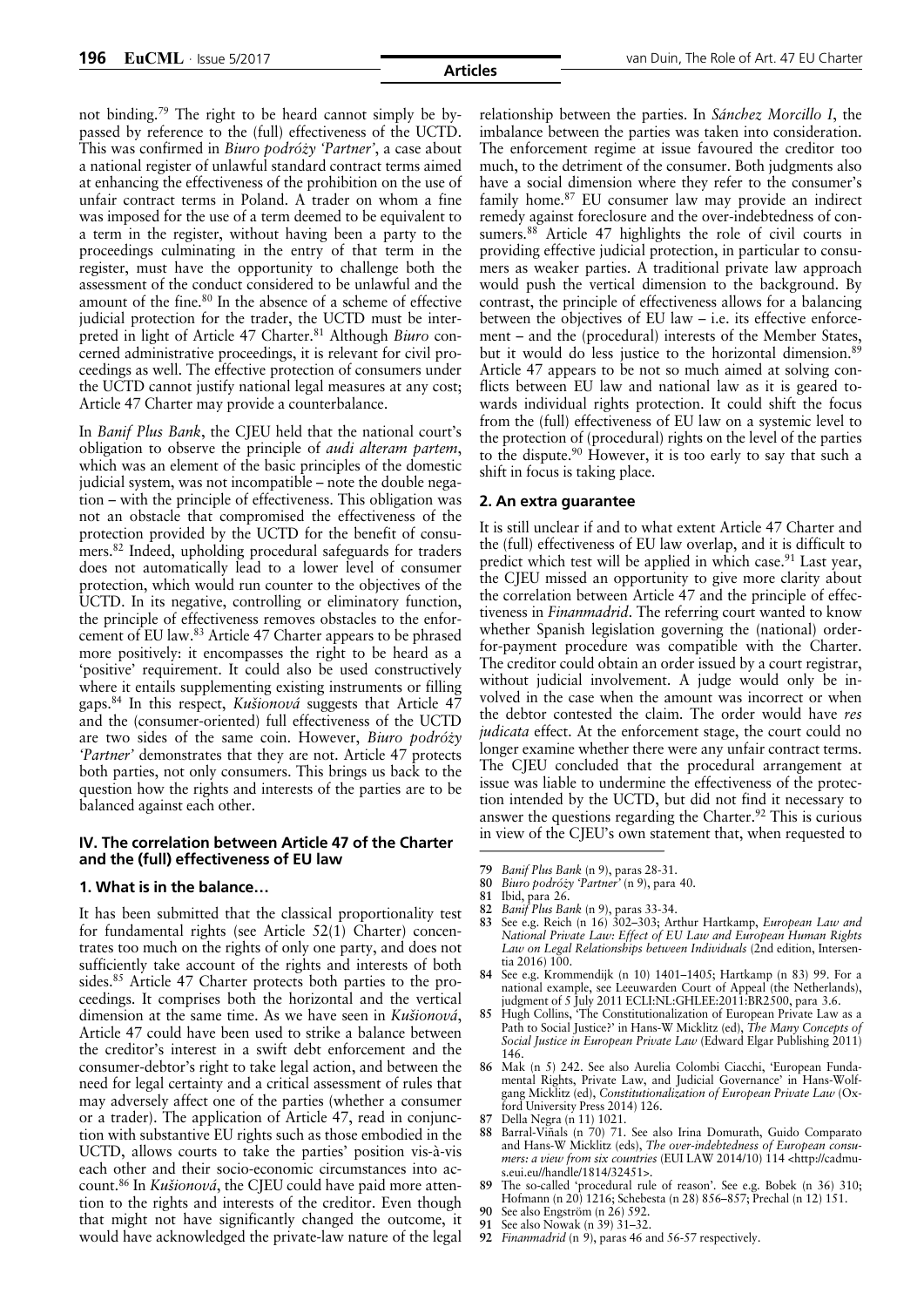not binding.[79] The right to be heard cannot simply be bypassed by reference to the (full) effectiveness of the UCTD. This was confirmed in *Biuro podróży 'Partner'*, a case about a national register of unlawful standard contract terms aimed at enhancing the effectiveness of the prohibition on the use of unfair contract terms in Poland. A trader on whom a fine was imposed for the use of a term deemed to be equivalent to a term in the register, without having been a party to the proceedings culminating in the entry of that term in the register, must have the opportunity to challenge both the assessment of the conduct considered to be unlawful and the amount of the fine.[80] In the absence of a scheme of effective judicial protection for the trader, the UCTD must be interpreted in light of Article 47 Charter.[81] Although *Biuro* concerned administrative proceedings, it is relevant for civil proceedings as well. The effective protection of consumers under the UCTD cannot justify national legal measures at any cost; Article 47 Charter may provide a counterbalance.

In *Banif Plus Bank*, the CJEU held that the national court's obligation to observe the principle of *audi alteram partem*, which was an element of the basic principles of the domestic judicial system, was not incompatible – note the double negation – with the principle of effectiveness. This obligation was not an obstacle that compromised the effectiveness of the protection provided by the UCTD for the benefit of consumers.[82] Indeed, upholding procedural safeguards for traders does not automatically lead to a lower level of consumer protection, which would run counter to the objectives of the UCTD. In its negative, controlling or eliminatory function, the principle of effectiveness removes obstacles to the enforcement of EU law.[83] Article 47 Charter appears to be phrased more positively: it encompasses the right to be heard as a 'positive' requirement. It could also be used constructively where it entails supplementing existing instruments or filling gaps.[84] In this respect, *Kušionová* suggests that Article 47 and the (consumer-oriented) full effectiveness of the UCTD are two sides of the same coin. However, *Biuro podróży 'Partner'* demonstrates that they are not. Article 47 protects both parties, not only consumers. This brings us back to the question how the rights and interests of the parties are to be balanced against each other.

## IV. The correlation between Article 47 of the Charter and the (full) effectiveness of EU law

### 1. What is in the balance…

It has been submitted that the classical proportionality test for fundamental rights (see Article 52(1) Charter) concentrates too much on the rights of only one party, and does not sufficiently take account of the rights and interests of both sides.[85] Article 47 Charter protects both parties to the proceedings. It comprises both the horizontal and the vertical dimension at the same time. As we have seen in *Kušionová*, Article 47 could have been used to strike a balance between the creditor's interest in a swift debt enforcement and the consumer-debtor's right to take legal action, and between the need for legal certainty and a critical assessment of rules that may adversely affect one of the parties (whether a consumer or a trader). The application of Article 47, read in conjunction with substantive EU rights such as those embodied in the UCTD, allows courts to take the parties' position vis-à-vis each other and their socio-economic circumstances into account.[86] In *Kušionová*, the CJEU could have paid more attention to the rights and interests of the creditor. Even though that might not have significantly changed the outcome, it would have acknowledged the private-law nature of the legal relationship between the parties. In *Sánchez Morcillo I*, the imbalance between the parties was taken into consideration. The enforcement regime at issue favoured the creditor too much, to the detriment of the consumer. Both judgments also have a social dimension where they refer to the consumer's family home.[87] EU consumer law may provide an indirect remedy against foreclosure and the over-indebtedness of consumers.[88] Article 47 highlights the role of civil courts in providing effective judicial protection, in particular to consumers as weaker parties. A traditional private law approach would push the vertical dimension to the background. By contrast, the principle of effectiveness allows for a balancing between the objectives of EU law – i.e. its effective enforcement – and the (procedural) interests of the Member States, but it would do less justice to the horizontal dimension.[89] Article 47 appears to be not so much aimed at solving conflicts between EU law and national law as it is geared towards individual rights protection. It could shift the focus from the (full) effectiveness of EU law on a systemic level to the protection of (procedural) rights on the level of the parties to the dispute.[90] However, it is too early to say that such a shift in focus is taking place.

### 2. An extra guarantee

It is still unclear if and to what extent Article 47 Charter and the (full) effectiveness of EU law overlap, and it is difficult to predict which test will be applied in which case.[91] Last year, the CJEU missed an opportunity to give more clarity about the correlation between Article 47 and the principle of effectiveness in *Finanmadrid*. The referring court wanted to know whether Spanish legislation governing the (national) order-for-payment procedure was compatible with the Charter. The creditor could obtain an order issued by a court registrar, without judicial involvement. A judge would only be involved in the case when the amount was incorrect or when the debtor contested the claim. The order would have *res judicata* effect. At the enforcement stage, the court could no longer examine whether there were any unfair contract terms. The CJEU concluded that the procedural arrangement at issue was liable to undermine the effectiveness of the protection intended by the UCTD, but did not find it necessary to answer the questions regarding the Charter.[92] This is curious in view of the CJEU's own statement that, when requested to

---

79 *Banif Plus Bank* (n 9), paras 28-31.
80 *Biuro podróży 'Partner'* (n 9), para 40.
81 Ibid, para 26.
82 *Banif Plus Bank* (n 9), paras 33-34.
83 See e.g. Reich (n 16) 302–303; Arthur Hartkamp, *European Law and National Private Law: Effect of EU Law and European Human Rights Law on Legal Relationships between Individuals* (2nd edition, Intersentia 2016) 100.
84 See e.g. Krommendijk (n 10) 1401–1405; Hartkamp (n 83) 99. For a national example, see Leeuwarden Court of Appeal (the Netherlands), judgment of 5 July 2011 ECLI:NL:GHLEE:2011:BR2500, para 3.6.
85 Hugh Collins, 'The Constitutionalization of European Private Law as a Path to Social Justice?' in Hans-W Micklitz (ed), *The Many Concepts of Social Justice in European Private Law* (Edward Elgar Publishing 2011) 146.
86 Mak (n 5) 242. See also Aurelia Colombi Ciacchi, 'European Fundamental Rights, Private Law, and Judicial Governance' in Hans-Wolfgang Micklitz (ed), *Constitutionalization of European Private Law* (Oxford University Press 2014) 126.
87 Della Negra (n 11) 1021.
88 Barral-Viñals (n 70) 71. See also Irina Domurath, Guido Comparato and Hans-W Micklitz (eds), *The over-indebtedness of European consumers: a view from six countries* (EUI LAW 2014/10) 114 <http://cadmus.eui.eu//handle/1814/32451>.
89 The so-called 'procedural rule of reason'. See e.g. Bobek (n 36) 310; Hofmann (n 20) 1216; Schebesta (n 28) 856–857; Prechal (n 12) 151.
90 See also Engström (n 26) 592.
91 See also Nowak (n 39) 31–32.
92 *Finanmadrid* (n 9), paras 46 and 56-57 respectively.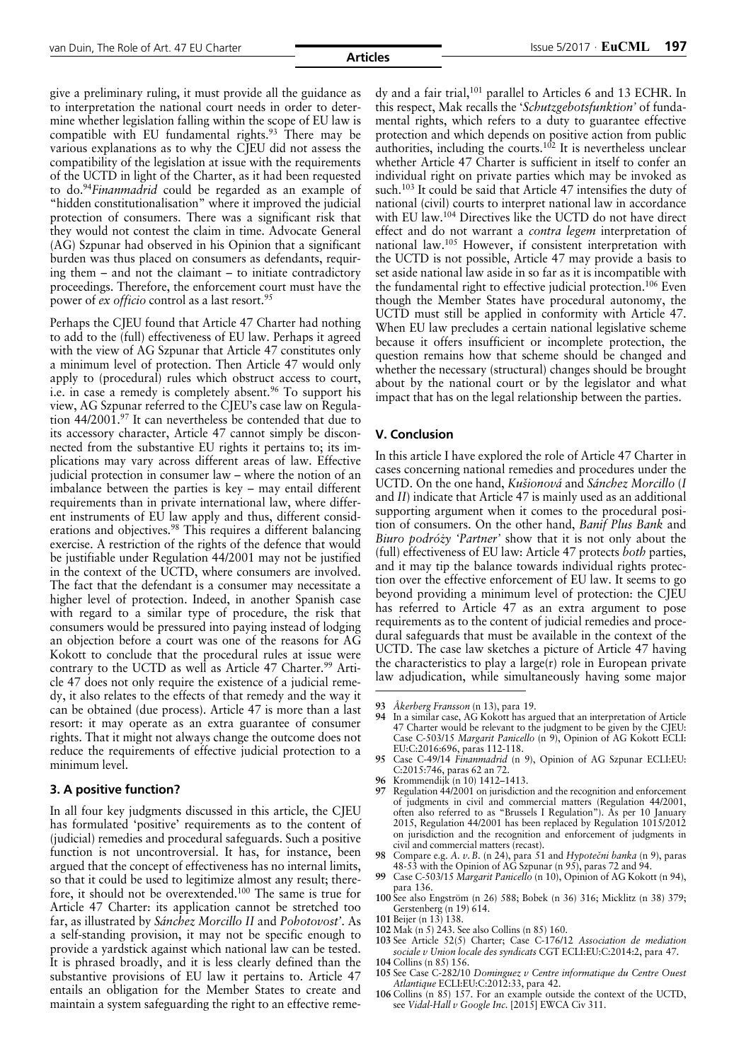give a preliminary ruling, it must provide all the guidance as to interpretation the national court needs in order to determine whether legislation falling within the scope of EU law is compatible with EU fundamental rights.[93] There may be various explanations as to why the CJEU did not assess the compatibility of the legislation at issue with the requirements of the UCTD in light of the Charter, as it had been requested to do.[94] *Finanmadrid* could be regarded as an example of "hidden constitutionalisation" where it improved the judicial protection of consumers. There was a significant risk that they would not contest the claim in time. Advocate General (AG) Szpunar had observed in his Opinion that a significant burden was thus placed on consumers as defendants, requiring them – and not the claimant – to initiate contradictory proceedings. Therefore, the enforcement court must have the power of *ex officio* control as a last resort.[95]

Perhaps the CJEU found that Article 47 Charter had nothing to add to the (full) effectiveness of EU law. Perhaps it agreed with the view of AG Szpunar that Article 47 constitutes only a minimum level of protection. Then Article 47 would only apply to (procedural) rules which obstruct access to court, i.e. in case a remedy is completely absent.[96] To support his view, AG Szpunar referred to the CJEU's case law on Regulation 44/2001.[97] It can nevertheless be contended that due to its accessory character, Article 47 cannot simply be disconnected from the substantive EU rights it pertains to; its implications may vary across different areas of law. Effective judicial protection in consumer law – where the notion of an imbalance between the parties is key – may entail different requirements than in private international law, where different instruments of EU law apply and thus, different considerations and objectives.[98] This requires a different balancing exercise. A restriction of the rights of the defence that would be justifiable under Regulation 44/2001 may not be justified in the context of the UCTD, where consumers are involved. The fact that the defendant is a consumer may necessitate a higher level of protection. Indeed, in another Spanish case with regard to a similar type of procedure, the risk that consumers would be pressured into paying instead of lodging an objection before a court was one of the reasons for AG Kokott to conclude that the procedural rules at issue were contrary to the UCTD as well as Article 47 Charter.[99] Article 47 does not only require the existence of a judicial remedy, it also relates to the effects of that remedy and the way it can be obtained (due process). Article 47 is more than a last resort: it may operate as an extra guarantee of consumer rights. That it might not always change the outcome does not reduce the requirements of effective judicial protection to a minimum level.

### 3. A positive function?

In all four key judgments discussed in this article, the CJEU has formulated 'positive' requirements as to the content of (judicial) remedies and procedural safeguards. Such a positive function is not uncontroversial. It has, for instance, been argued that the concept of effectiveness has no internal limits, so that it could be used to legitimize almost any result; therefore, it should not be overextended.[100] The same is true for Article 47 Charter: its application cannot be stretched too far, as illustrated by *Sánchez Morcillo II* and *Pohotovost'*. As a self-standing provision, it may not be specific enough to provide a yardstick against which national law can be tested. It is phrased broadly, and it is less clearly defined than the substantive provisions of EU law it pertains to. Article 47 entails an obligation for the Member States to create and maintain a system safeguarding the right to an effective remedy and a fair trial,[101] parallel to Articles 6 and 13 ECHR. In this respect, Mak recalls the '*Schutzgebotsfunktion*' of fundamental rights, which refers to a duty to guarantee effective protection and which depends on positive action from public authorities, including the courts.[102] It is nevertheless unclear whether Article 47 Charter is sufficient in itself to confer an individual right on private parties which may be invoked as such.[103] It could be said that Article 47 intensifies the duty of national (civil) courts to interpret national law in accordance with EU law.[104] Directives like the UCTD do not have direct effect and do not warrant a *contra legem* interpretation of national law.[105] However, if consistent interpretation with the UCTD is not possible, Article 47 may provide a basis to set aside national law aside in so far as it is incompatible with the fundamental right to effective judicial protection.[106] Even though the Member States have procedural autonomy, the UCTD must still be applied in conformity with Article 47. When EU law precludes a certain national legislative scheme because it offers insufficient or incomplete protection, the question remains how that scheme should be changed and whether the necessary (structural) changes should be brought about by the national court or by the legislator and what impact that has on the legal relationship between the parties.

## V. Conclusion

In this article I have explored the role of Article 47 Charter in cases concerning national remedies and procedures under the UCTD. On the one hand, *Kušionová* and *Sánchez Morcillo* (*I* and *II*) indicate that Article 47 is mainly used as an additional supporting argument when it comes to the procedural position of consumers. On the other hand, *Banif Plus Bank* and *Biuro podróży 'Partner'* show that it is not only about the (full) effectiveness of EU law: Article 47 protects *both* parties, and it may tip the balance towards individual rights protection over the effective enforcement of EU law. It seems to go beyond providing a minimum level of protection: the CJEU has referred to Article 47 as an extra argument to pose requirements as to the content of judicial remedies and procedural safeguards that must be available in the context of the UCTD. The case law sketches a picture of Article 47 having the characteristics to play a large(r) role in European private law adjudication, while simultaneously having some major

---

93 *Åkerberg Fransson* (n 13), para 19.

94 In a similar case, AG Kokott has argued that an interpretation of Article 47 Charter would be relevant to the judgment to be given by the CJEU: Case C-503/15 *Margarit Panicello* (n 9), Opinion of AG Kokott ECLI:EU:C:2016:696, paras 112-118.

95 Case C-49/14 *Finanmadrid* (n 9), Opinion of AG Szpunar ECLI:EU:C:2015:746, paras 62 an 72.

96 Krommendijk (n 10) 1412–1413.

97 Regulation 44/2001 on jurisdiction and the recognition and enforcement of judgments in civil and commercial matters (Regulation 44/2001, often also referred to as "Brussels I Regulation"). As per 10 January 2015, Regulation 44/2001 has been replaced by Regulation 1015/2012 on jurisdiction and the recognition and enforcement of judgments in civil and commercial matters (recast).

98 Compare e.g. *A. v. B.* (n 24), paras 51 and *Hypoteční banka* (n 9), paras 48-53 with the Opinion of AG Szpunar (n 95), paras 72 and 94.

99 Case C-503/15 *Margarit Panicello* (n 10), Opinion of AG Kokott (n 94), para 136.

100 See also Engström (n 26) 588; Bobek (n 36) 316; Micklitz (n 38) 379; Gerstenberg (n 19) 614.

101 Beijer (n 13) 138.

102 Mak (n 5) 243. See also Collins (n 85) 160.

103 See Article 52(5) Charter; Case C-176/12 *Association de mediation sociale v Union locale des syndicats* CGT ECLI:EU:C:2014:2, para 47.

104 Collins (n 85) 156.

105 See Case C-282/10 *Dominguez v Centre informatique du Centre Ouest Atlantique* ECLI:EU:C:2012:33, para 42.

106 Collins (n 85) 157. For an example outside the context of the UCTD, see *Vidal-Hall v Google Inc.* [2015] EWCA Civ 311.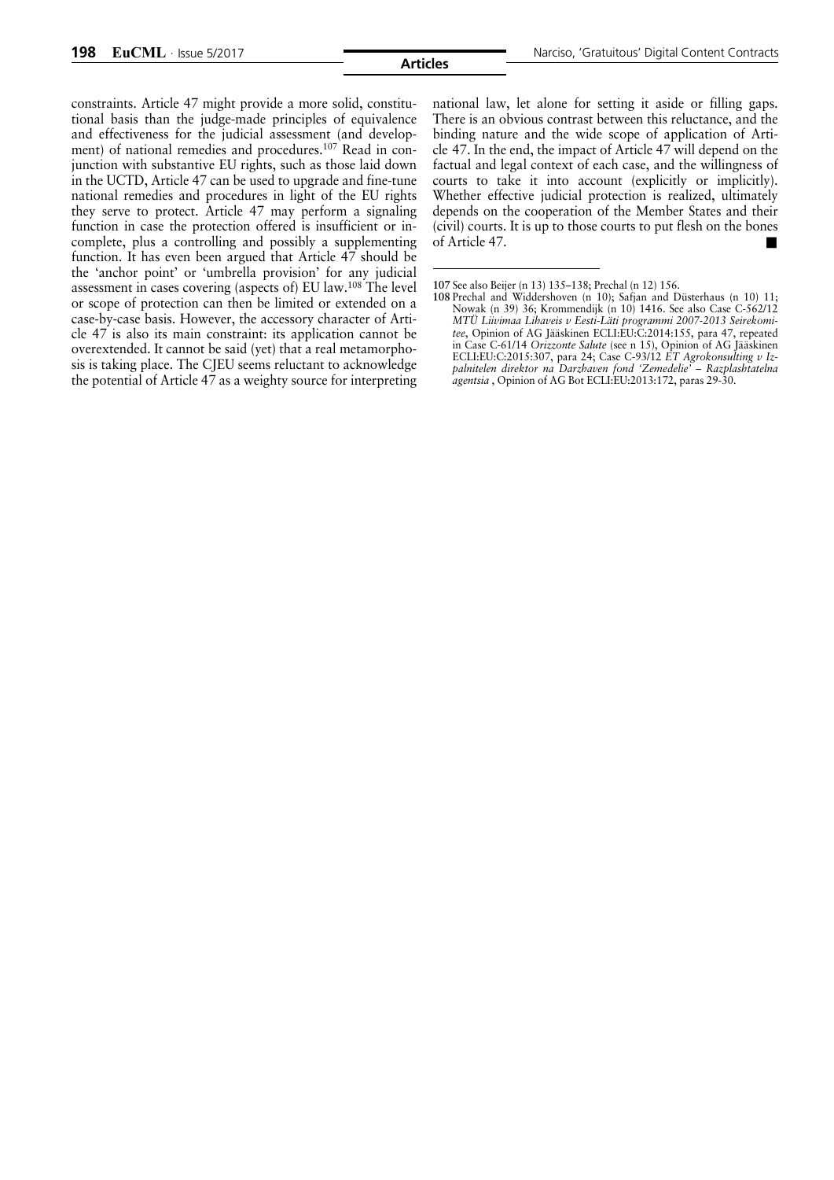constraints. Article 47 might provide a more solid, constitutional basis than the judge-made principles of equivalence and effectiveness for the judicial assessment (and development) of national remedies and procedures.[107] Read in conjunction with substantive EU rights, such as those laid down in the UCTD, Article 47 can be used to upgrade and fine-tune national remedies and procedures in light of the EU rights they serve to protect. Article 47 may perform a signaling function in case the protection offered is insufficient or incomplete, plus a controlling and possibly a supplementing function. It has even been argued that Article 47 should be the 'anchor point' or 'umbrella provision' for any judicial assessment in cases covering (aspects of) EU law.[108] The level or scope of protection can then be limited or extended on a case-by-case basis. However, the accessory character of Article 47 is also its main constraint: its application cannot be overextended. It cannot be said (yet) that a real metamorphosis is taking place. The CJEU seems reluctant to acknowledge the potential of Article 47 as a weighty source for interpreting national law, let alone for setting it aside or filling gaps. There is an obvious contrast between this reluctance, and the binding nature and the wide scope of application of Article 47. In the end, the impact of Article 47 will depend on the factual and legal context of each case, and the willingness of courts to take it into account (explicitly or implicitly). Whether effective judicial protection is realized, ultimately depends on the cooperation of the Member States and their (civil) courts. It is up to those courts to put flesh on the bones of Article 47. ■

---

107 See also Beijer (n 13) 135–138; Prechal (n 12) 156.

108 Prechal and Widdershoven (n 10); Safjan and Düsterhaus (n 10) 11; Nowak (n 39) 36; Krommendijk (n 10) 1416. See also Case C-562/12 *MTÜ Liivimaa Lihaveis v Eesti-Läti programmi 2007-2013 Seirekomitee*, Opinion of AG Jääskinen ECLI:EU:C:2014:155, para 47, repeated in Case C-61/14 *Orizzonte Salute* (see n 15), Opinion of AG Jääskinen ECLI:EU:C:2015:307, para 24; Case C-93/12 *ET Agrokonsulting v Izpalnitelen direktor na Darzhaven fond 'Zemedelie' – Razplashtatelna agentsia* , Opinion of AG Bot ECLI:EU:2013:172, paras 29-30.